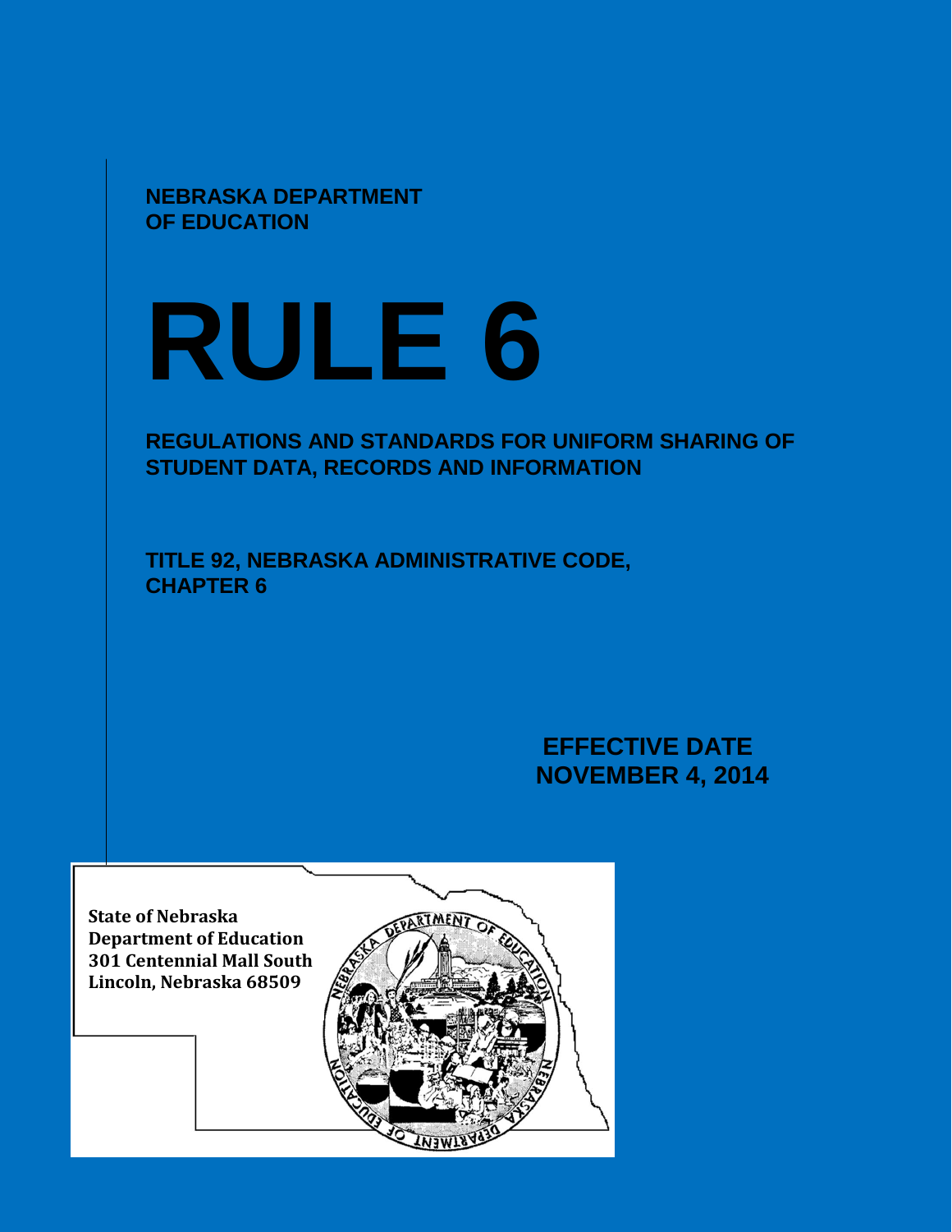NEBRASKA DEPARTMENT OF EDUCATION

# RULE 6

## REGULATIONS AND STANDARDS FOR UNIFORM SHARING OF STUDENT DATA, RECORDS AND INFORMATION

**TITLE 92, NEBRASKA ADMINISTRATIVE CODE, CHAPTER 6**

**EFFECTIVE DATE**
**NOVEMBER 4, 2014**

**State of Nebraska**
**Department of Education**
**301 Centennial Mall South**
**Lincoln, Nebraska 68509**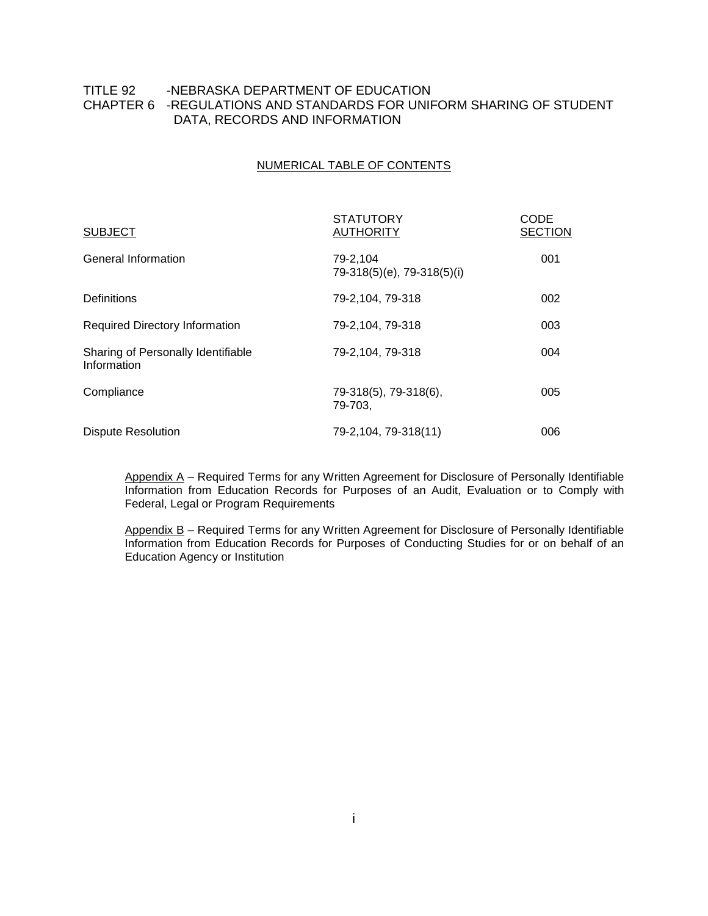TITLE 92 -NEBRASKA DEPARTMENT OF EDUCATION
CHAPTER 6 -REGULATIONS AND STANDARDS FOR UNIFORM SHARING OF STUDENT DATA, RECORDS AND INFORMATION

## NUMERICAL TABLE OF CONTENTS

| SUBJECT | STATUTORY AUTHORITY | CODE SECTION |
|---|---|---|
| General Information | 79-2,104<br>79-318(5)(e), 79-318(5)(i) | 001 |
| Definitions | 79-2,104, 79-318 | 002 |
| Required Directory Information | 79-2,104, 79-318 | 003 |
| Sharing of Personally Identifiable Information | 79-2,104, 79-318 | 004 |
| Compliance | 79-318(5), 79-318(6),<br>79-703, | 005 |
| Dispute Resolution | 79-2,104, 79-318(11) | 006 |

Appendix A – Required Terms for any Written Agreement for Disclosure of Personally Identifiable Information from Education Records for Purposes of an Audit, Evaluation or to Comply with Federal, Legal or Program Requirements

Appendix B – Required Terms for any Written Agreement for Disclosure of Personally Identifiable Information from Education Records for Purposes of Conducting Studies for or on behalf of an Education Agency or Institution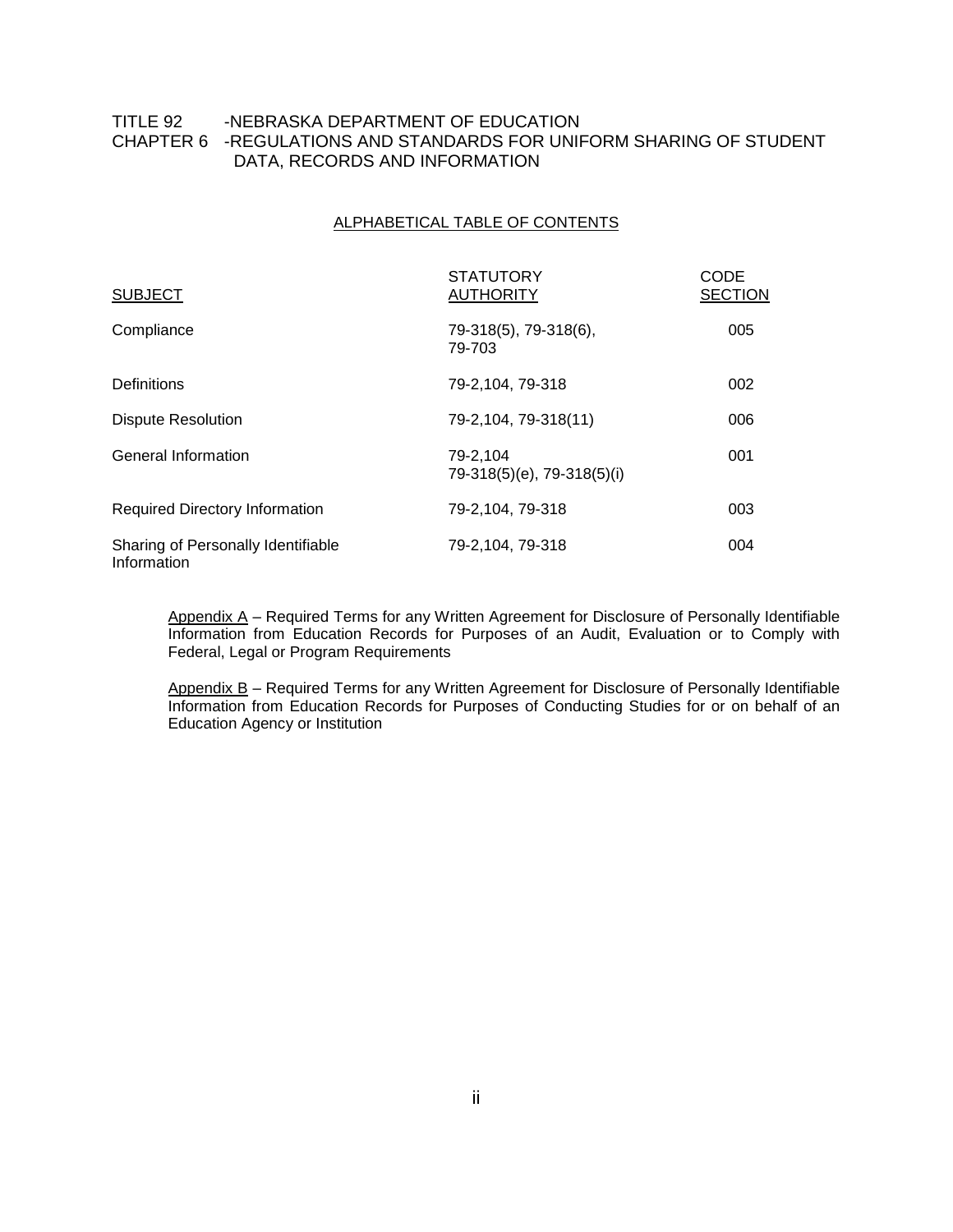TITLE 92 -NEBRASKA DEPARTMENT OF EDUCATION
CHAPTER 6 -REGULATIONS AND STANDARDS FOR UNIFORM SHARING OF STUDENT DATA, RECORDS AND INFORMATION

ALPHABETICAL TABLE OF CONTENTS

| SUBJECT | STATUTORY AUTHORITY | CODE SECTION |
|---|---|---|
| Compliance | 79-318(5), 79-318(6), 79-703 | 005 |
| Definitions | 79-2,104, 79-318 | 002 |
| Dispute Resolution | 79-2,104, 79-318(11) | 006 |
| General Information | 79-2,104 79-318(5)(e), 79-318(5)(i) | 001 |
| Required Directory Information | 79-2,104, 79-318 | 003 |
| Sharing of Personally Identifiable Information | 79-2,104, 79-318 | 004 |

Appendix A – Required Terms for any Written Agreement for Disclosure of Personally Identifiable Information from Education Records for Purposes of an Audit, Evaluation or to Comply with Federal, Legal or Program Requirements

Appendix B – Required Terms for any Written Agreement for Disclosure of Personally Identifiable Information from Education Records for Purposes of Conducting Studies for or on behalf of an Education Agency or Institution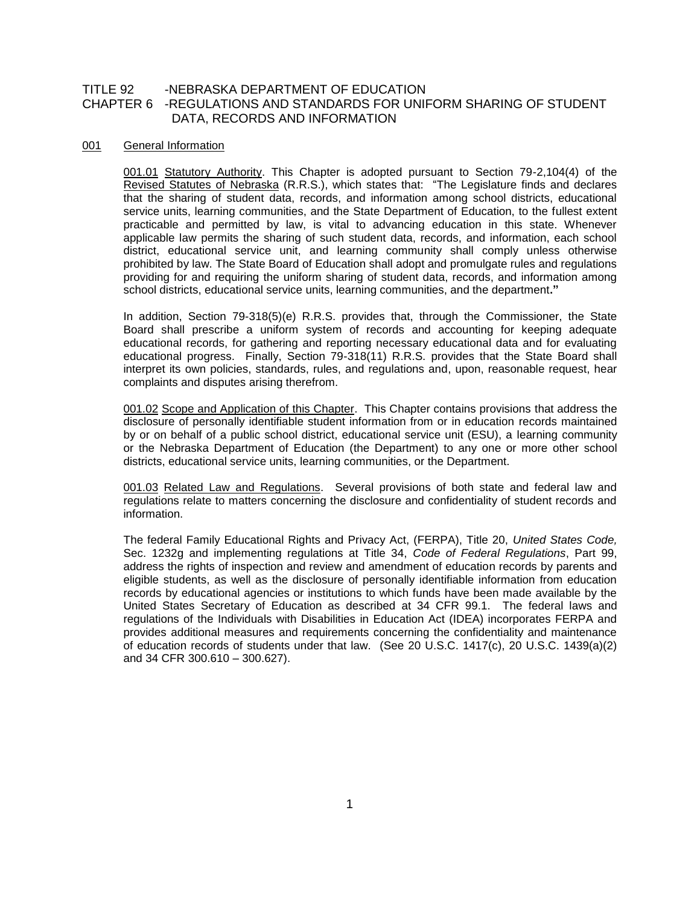TITLE 92 -NEBRASKA DEPARTMENT OF EDUCATION

CHAPTER 6 -REGULATIONS AND STANDARDS FOR UNIFORM SHARING OF STUDENT DATA, RECORDS AND INFORMATION

## 001 General Information

001.01 Statutory Authority. This Chapter is adopted pursuant to Section 79-2,104(4) of the Revised Statutes of Nebraska (R.R.S.), which states that: "The Legislature finds and declares that the sharing of student data, records, and information among school districts, educational service units, learning communities, and the State Department of Education, to the fullest extent practicable and permitted by law, is vital to advancing education in this state. Whenever applicable law permits the sharing of such student data, records, and information, each school district, educational service unit, and learning community shall comply unless otherwise prohibited by law. The State Board of Education shall adopt and promulgate rules and regulations providing for and requiring the uniform sharing of student data, records, and information among school districts, educational service units, learning communities, and the department**."**

In addition, Section 79-318(5)(e) R.R.S. provides that, through the Commissioner, the State Board shall prescribe a uniform system of records and accounting for keeping adequate educational records, for gathering and reporting necessary educational data and for evaluating educational progress. Finally, Section 79-318(11) R.R.S. provides that the State Board shall interpret its own policies, standards, rules, and regulations and, upon, reasonable request, hear complaints and disputes arising therefrom.

001.02 Scope and Application of this Chapter. This Chapter contains provisions that address the disclosure of personally identifiable student information from or in education records maintained by or on behalf of a public school district, educational service unit (ESU), a learning community or the Nebraska Department of Education (the Department) to any one or more other school districts, educational service units, learning communities, or the Department.

001.03 Related Law and Regulations. Several provisions of both state and federal law and regulations relate to matters concerning the disclosure and confidentiality of student records and information.

The federal Family Educational Rights and Privacy Act, (FERPA), Title 20, *United States Code,* Sec. 1232g and implementing regulations at Title 34, *Code of Federal Regulations*, Part 99, address the rights of inspection and review and amendment of education records by parents and eligible students, as well as the disclosure of personally identifiable information from education records by educational agencies or institutions to which funds have been made available by the United States Secretary of Education as described at 34 CFR 99.1. The federal laws and regulations of the Individuals with Disabilities in Education Act (IDEA) incorporates FERPA and provides additional measures and requirements concerning the confidentiality and maintenance of education records of students under that law. (See 20 U.S.C. 1417(c), 20 U.S.C. 1439(a)(2) and 34 CFR 300.610 – 300.627).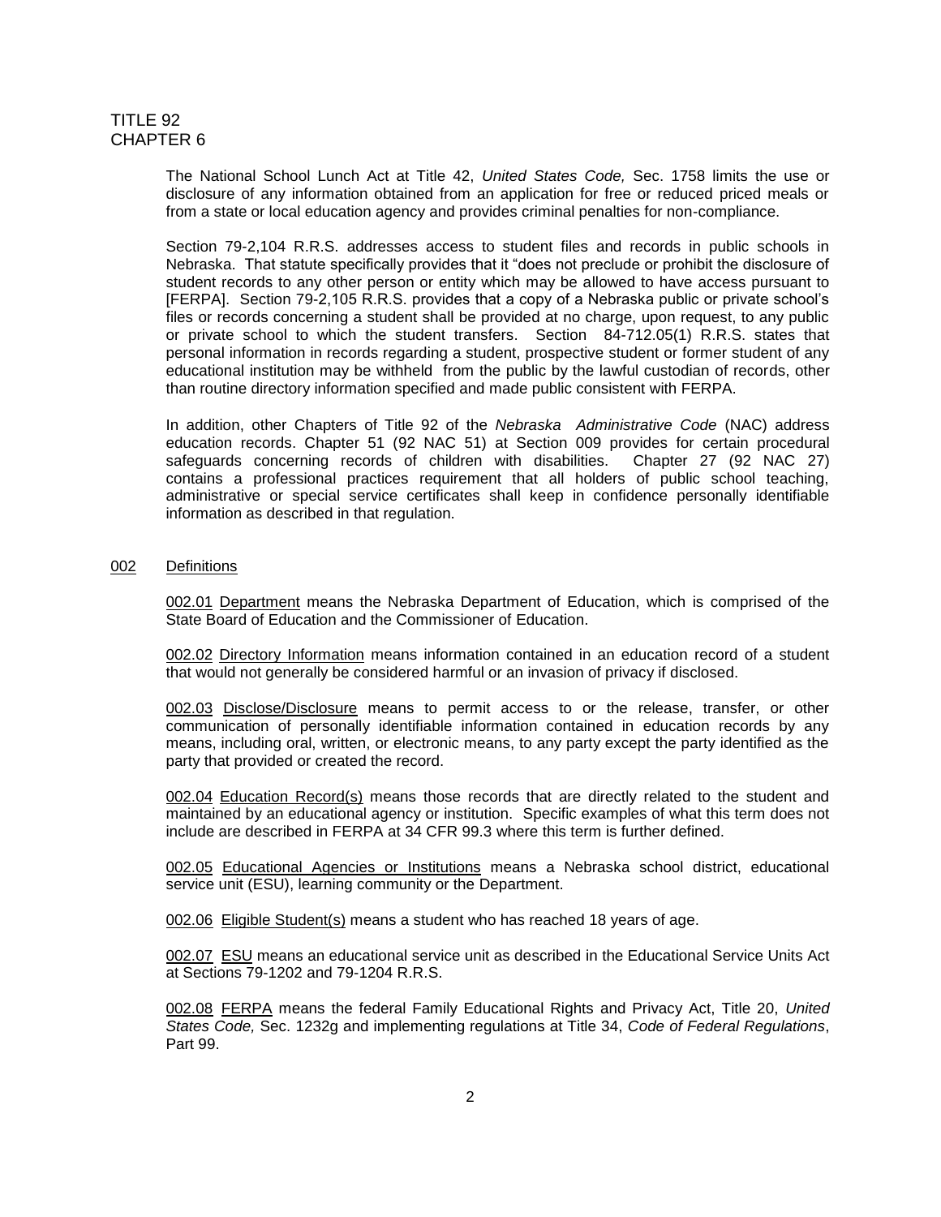The National School Lunch Act at Title 42, *United States Code,* Sec. 1758 limits the use or disclosure of any information obtained from an application for free or reduced priced meals or from a state or local education agency and provides criminal penalties for non-compliance.

Section 79-2,104 R.R.S. addresses access to student files and records in public schools in Nebraska. That statute specifically provides that it "does not preclude or prohibit the disclosure of student records to any other person or entity which may be allowed to have access pursuant to [FERPA]. Section 79-2,105 R.R.S. provides that a copy of a Nebraska public or private school's files or records concerning a student shall be provided at no charge, upon request, to any public or private school to which the student transfers. Section 84-712.05(1) R.R.S. states that personal information in records regarding a student, prospective student or former student of any educational institution may be withheld from the public by the lawful custodian of records, other than routine directory information specified and made public consistent with FERPA.

In addition, other Chapters of Title 92 of the *Nebraska Administrative Code* (NAC) address education records. Chapter 51 (92 NAC 51) at Section 009 provides for certain procedural safeguards concerning records of children with disabilities. Chapter 27 (92 NAC 27) contains a professional practices requirement that all holders of public school teaching, administrative or special service certificates shall keep in confidence personally identifiable information as described in that regulation.

## 002 Definitions

002.01 Department means the Nebraska Department of Education, which is comprised of the State Board of Education and the Commissioner of Education.

002.02 Directory Information means information contained in an education record of a student that would not generally be considered harmful or an invasion of privacy if disclosed.

002.03 Disclose/Disclosure means to permit access to or the release, transfer, or other communication of personally identifiable information contained in education records by any means, including oral, written, or electronic means, to any party except the party identified as the party that provided or created the record.

002.04 Education Record(s) means those records that are directly related to the student and maintained by an educational agency or institution. Specific examples of what this term does not include are described in FERPA at 34 CFR 99.3 where this term is further defined.

002.05 Educational Agencies or Institutions means a Nebraska school district, educational service unit (ESU), learning community or the Department.

002.06 Eligible Student(s) means a student who has reached 18 years of age.

002.07 ESU means an educational service unit as described in the Educational Service Units Act at Sections 79-1202 and 79-1204 R.R.S.

002.08 FERPA means the federal Family Educational Rights and Privacy Act, Title 20, *United States Code,* Sec. 1232g and implementing regulations at Title 34, *Code of Federal Regulations*, Part 99.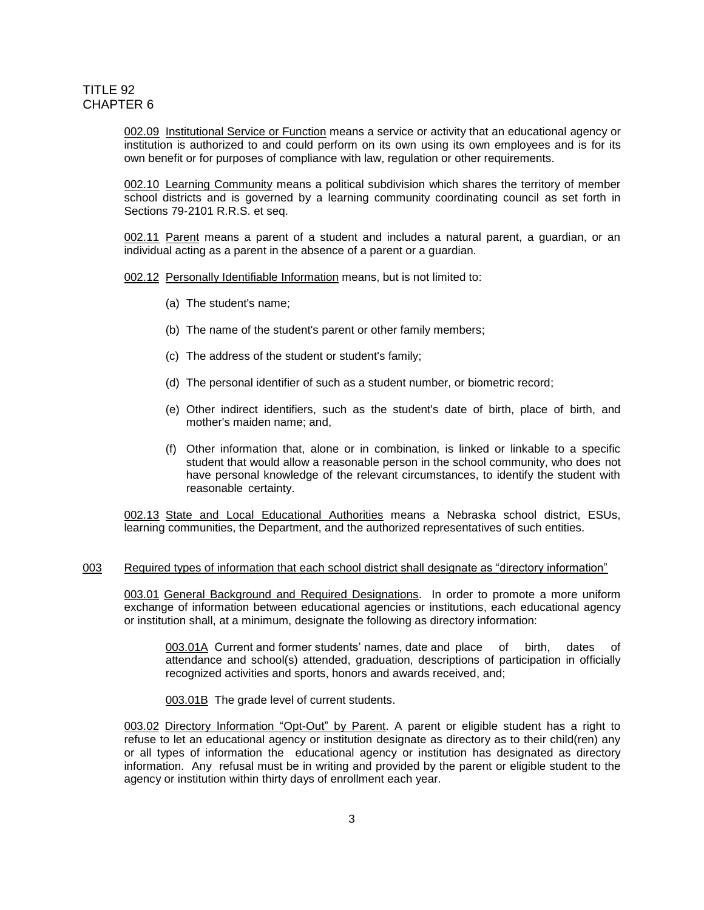002.09 Institutional Service or Function means a service or activity that an educational agency or institution is authorized to and could perform on its own using its own employees and is for its own benefit or for purposes of compliance with law, regulation or other requirements.

002.10 Learning Community means a political subdivision which shares the territory of member school districts and is governed by a learning community coordinating council as set forth in Sections 79-2101 R.R.S. et seq.

002.11 Parent means a parent of a student and includes a natural parent, a guardian, or an individual acting as a parent in the absence of a parent or a guardian.

002.12 Personally Identifiable Information means, but is not limited to:

(a) The student's name;

(b) The name of the student's parent or other family members;

(c) The address of the student or student's family;

(d) The personal identifier of such as a student number, or biometric record;

(e) Other indirect identifiers, such as the student's date of birth, place of birth, and mother's maiden name; and,

(f) Other information that, alone or in combination, is linked or linkable to a specific student that would allow a reasonable person in the school community, who does not have personal knowledge of the relevant circumstances, to identify the student with reasonable certainty.

002.13 State and Local Educational Authorities means a Nebraska school district, ESUs, learning communities, the Department, and the authorized representatives of such entities.

## 003 Required types of information that each school district shall designate as "directory information"

003.01 General Background and Required Designations. In order to promote a more uniform exchange of information between educational agencies or institutions, each educational agency or institution shall, at a minimum, designate the following as directory information:

003.01A Current and former students' names, date and place of birth, dates of attendance and school(s) attended, graduation, descriptions of participation in officially recognized activities and sports, honors and awards received, and;

003.01B The grade level of current students.

003.02 Directory Information "Opt-Out" by Parent. A parent or eligible student has a right to refuse to let an educational agency or institution designate as directory as to their child(ren) any or all types of information the educational agency or institution has designated as directory information. Any refusal must be in writing and provided by the parent or eligible student to the agency or institution within thirty days of enrollment each year.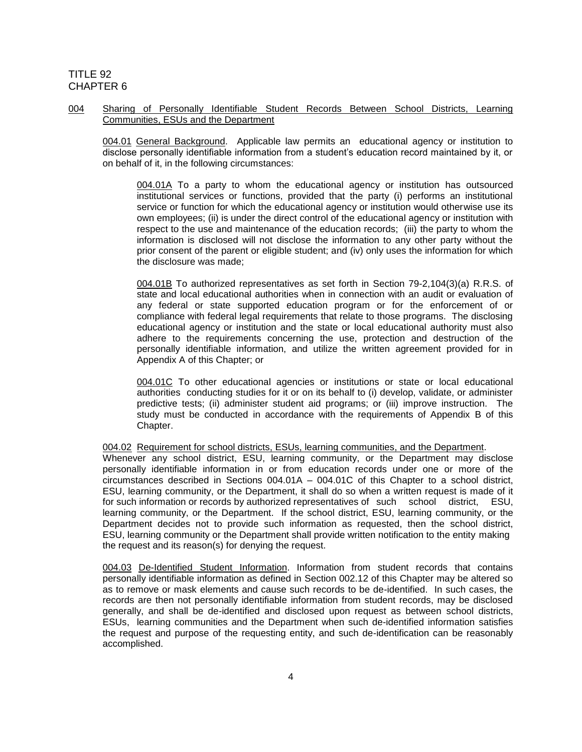TITLE 92
CHAPTER 6

004 Sharing of Personally Identifiable Student Records Between School Districts, Learning Communities, ESUs and the Department

004.01 General Background. Applicable law permits an educational agency or institution to disclose personally identifiable information from a student's education record maintained by it, or on behalf of it, in the following circumstances:

004.01A To a party to whom the educational agency or institution has outsourced institutional services or functions, provided that the party (i) performs an institutional service or function for which the educational agency or institution would otherwise use its own employees; (ii) is under the direct control of the educational agency or institution with respect to the use and maintenance of the education records; (iii) the party to whom the information is disclosed will not disclose the information to any other party without the prior consent of the parent or eligible student; and (iv) only uses the information for which the disclosure was made;

004.01B To authorized representatives as set forth in Section 79-2,104(3)(a) R.R.S. of state and local educational authorities when in connection with an audit or evaluation of any federal or state supported education program or for the enforcement of or compliance with federal legal requirements that relate to those programs. The disclosing educational agency or institution and the state or local educational authority must also adhere to the requirements concerning the use, protection and destruction of the personally identifiable information, and utilize the written agreement provided for in Appendix A of this Chapter; or

004.01C To other educational agencies or institutions or state or local educational authorities conducting studies for it or on its behalf to (i) develop, validate, or administer predictive tests; (ii) administer student aid programs; or (iii) improve instruction. The study must be conducted in accordance with the requirements of Appendix B of this Chapter.

004.02 Requirement for school districts, ESUs, learning communities, and the Department. Whenever any school district, ESU, learning community, or the Department may disclose personally identifiable information in or from education records under one or more of the circumstances described in Sections 004.01A – 004.01C of this Chapter to a school district, ESU, learning community, or the Department, it shall do so when a written request is made of it for such information or records by authorized representatives of such school district, ESU, learning community, or the Department. If the school district, ESU, learning community, or the Department decides not to provide such information as requested, then the school district, ESU, learning community or the Department shall provide written notification to the entity making the request and its reason(s) for denying the request.

004.03 De-Identified Student Information. Information from student records that contains personally identifiable information as defined in Section 002.12 of this Chapter may be altered so as to remove or mask elements and cause such records to be de-identified. In such cases, the records are then not personally identifiable information from student records, may be disclosed generally, and shall be de-identified and disclosed upon request as between school districts, ESUs, learning communities and the Department when such de-identified information satisfies the request and purpose of the requesting entity, and such de-identification can be reasonably accomplished.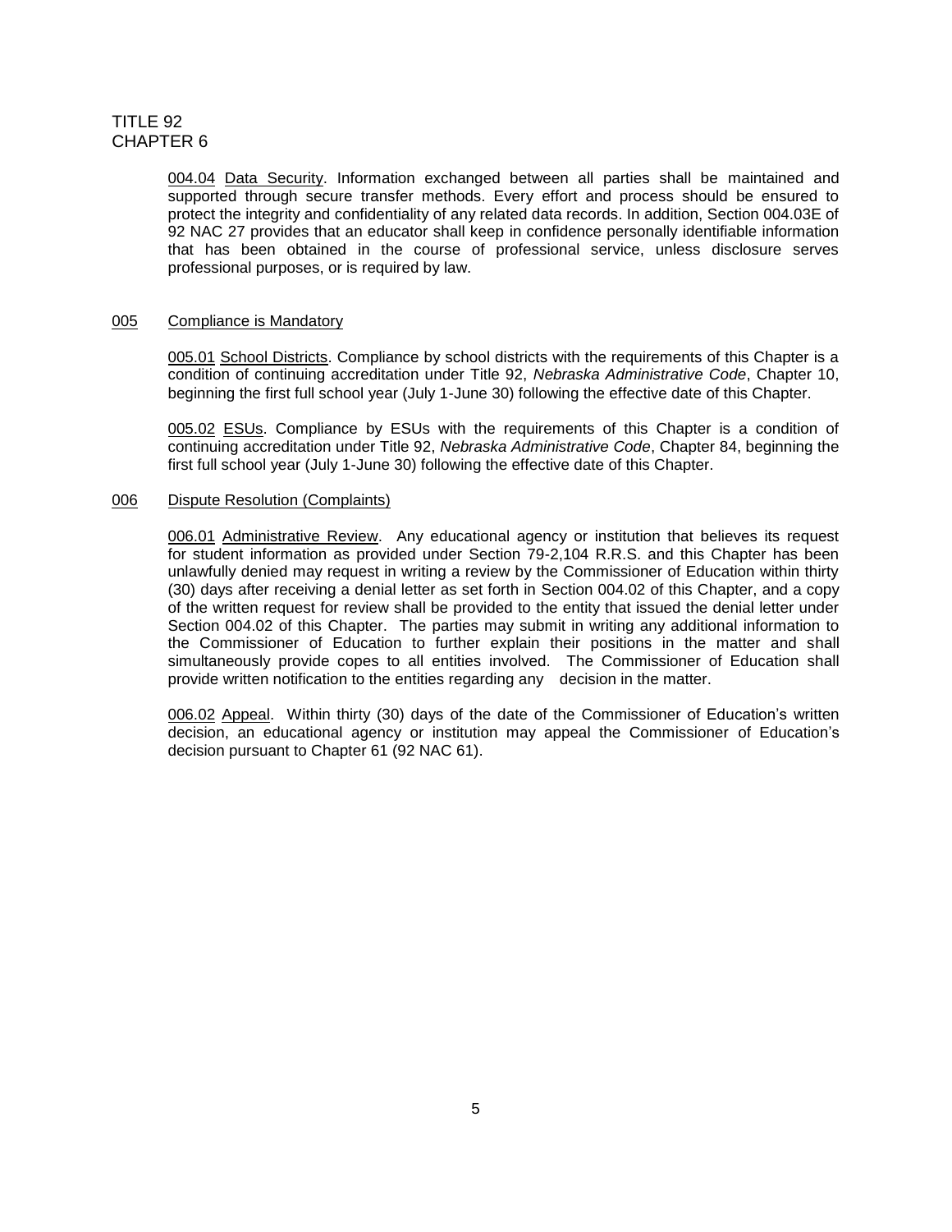004.04 Data Security. Information exchanged between all parties shall be maintained and supported through secure transfer methods. Every effort and process should be ensured to protect the integrity and confidentiality of any related data records. In addition, Section 004.03E of 92 NAC 27 provides that an educator shall keep in confidence personally identifiable information that has been obtained in the course of professional service, unless disclosure serves professional purposes, or is required by law.

## 005 Compliance is Mandatory

005.01 School Districts. Compliance by school districts with the requirements of this Chapter is a condition of continuing accreditation under Title 92, *Nebraska Administrative Code*, Chapter 10, beginning the first full school year (July 1-June 30) following the effective date of this Chapter.

005.02 ESUs. Compliance by ESUs with the requirements of this Chapter is a condition of continuing accreditation under Title 92, *Nebraska Administrative Code*, Chapter 84, beginning the first full school year (July 1-June 30) following the effective date of this Chapter.

## 006 Dispute Resolution (Complaints)

006.01 Administrative Review. Any educational agency or institution that believes its request for student information as provided under Section 79-2,104 R.R.S. and this Chapter has been unlawfully denied may request in writing a review by the Commissioner of Education within thirty (30) days after receiving a denial letter as set forth in Section 004.02 of this Chapter, and a copy of the written request for review shall be provided to the entity that issued the denial letter under Section 004.02 of this Chapter. The parties may submit in writing any additional information to the Commissioner of Education to further explain their positions in the matter and shall simultaneously provide copes to all entities involved. The Commissioner of Education shall provide written notification to the entities regarding any decision in the matter.

006.02 Appeal. Within thirty (30) days of the date of the Commissioner of Education's written decision, an educational agency or institution may appeal the Commissioner of Education's decision pursuant to Chapter 61 (92 NAC 61).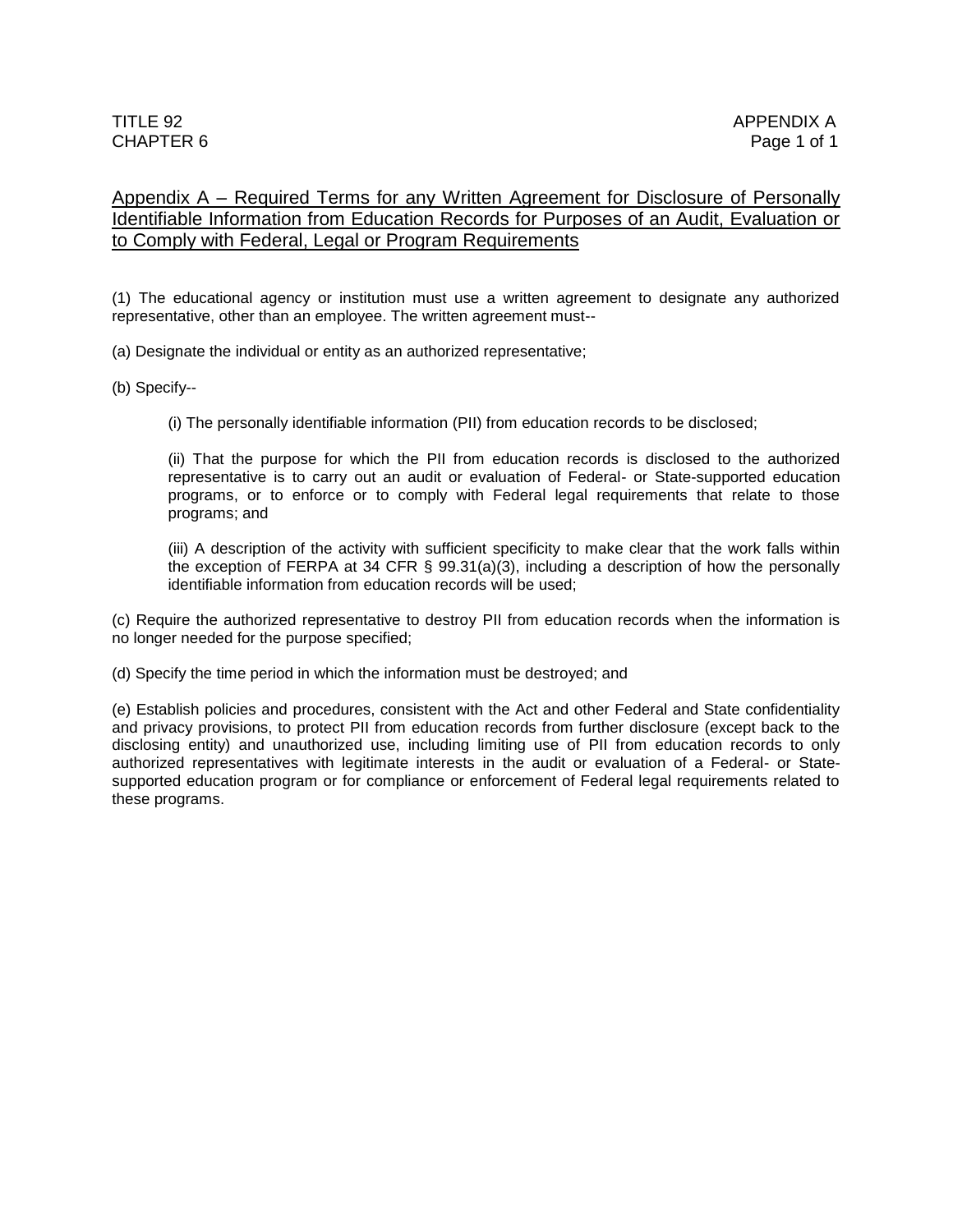## Appendix A – Required Terms for any Written Agreement for Disclosure of Personally Identifiable Information from Education Records for Purposes of an Audit, Evaluation or to Comply with Federal, Legal or Program Requirements

(1) The educational agency or institution must use a written agreement to designate any authorized representative, other than an employee. The written agreement must--

(a) Designate the individual or entity as an authorized representative;

(b) Specify--

> (i) The personally identifiable information (PII) from education records to be disclosed;
>
> (ii) That the purpose for which the PII from education records is disclosed to the authorized representative is to carry out an audit or evaluation of Federal- or State-supported education programs, or to enforce or to comply with Federal legal requirements that relate to those programs; and
>
> (iii) A description of the activity with sufficient specificity to make clear that the work falls within the exception of FERPA at 34 CFR § 99.31(a)(3), including a description of how the personally identifiable information from education records will be used;

(c) Require the authorized representative to destroy PII from education records when the information is no longer needed for the purpose specified;

(d) Specify the time period in which the information must be destroyed; and

(e) Establish policies and procedures, consistent with the Act and other Federal and State confidentiality and privacy provisions, to protect PII from education records from further disclosure (except back to the disclosing entity) and unauthorized use, including limiting use of PII from education records to only authorized representatives with legitimate interests in the audit or evaluation of a Federal- or State-supported education program or for compliance or enforcement of Federal legal requirements related to these programs.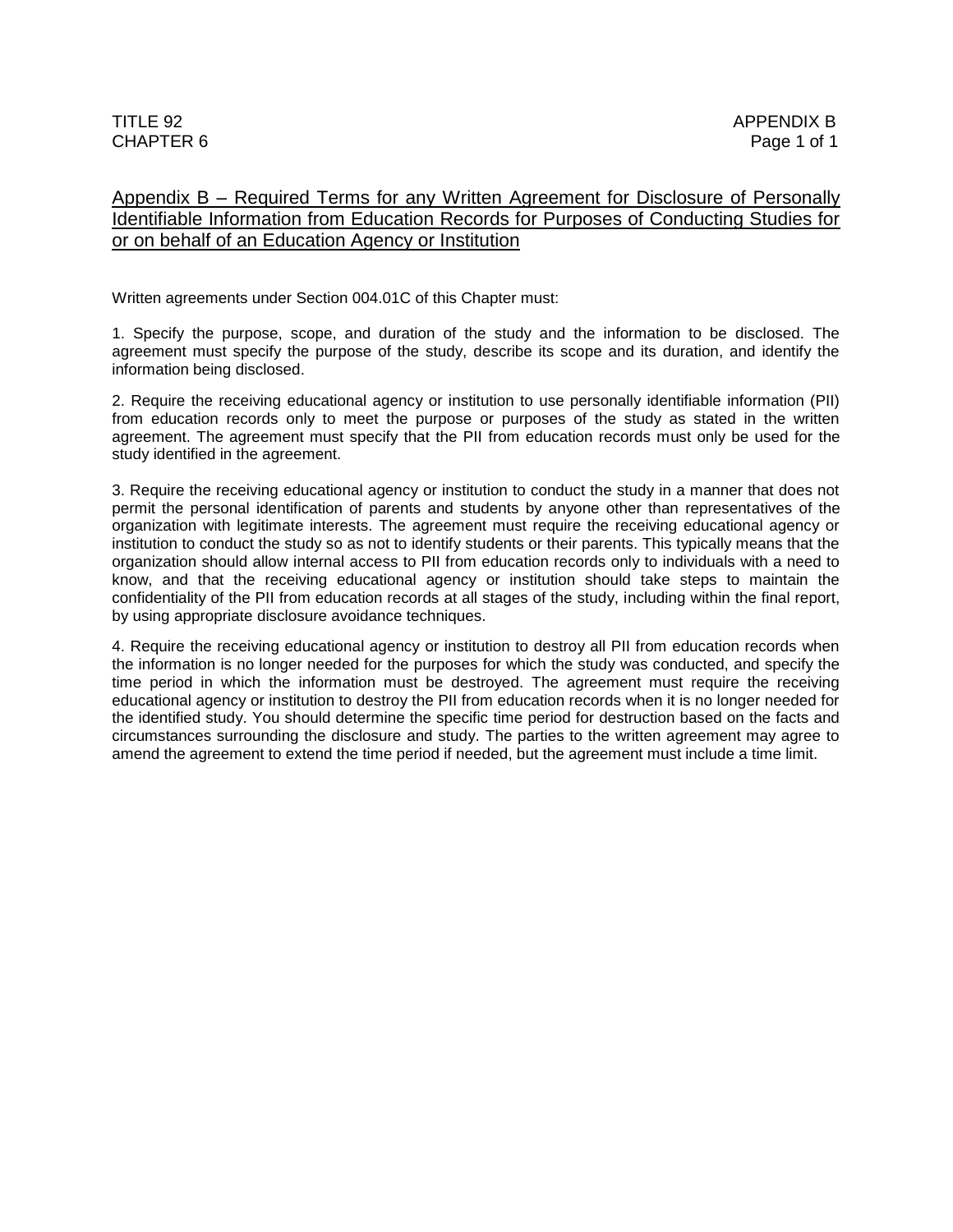## Appendix B – Required Terms for any Written Agreement for Disclosure of Personally Identifiable Information from Education Records for Purposes of Conducting Studies for or on behalf of an Education Agency or Institution

Written agreements under Section 004.01C of this Chapter must:

1. Specify the purpose, scope, and duration of the study and the information to be disclosed. The agreement must specify the purpose of the study, describe its scope and its duration, and identify the information being disclosed.

2. Require the receiving educational agency or institution to use personally identifiable information (PII) from education records only to meet the purpose or purposes of the study as stated in the written agreement. The agreement must specify that the PII from education records must only be used for the study identified in the agreement.

3. Require the receiving educational agency or institution to conduct the study in a manner that does not permit the personal identification of parents and students by anyone other than representatives of the organization with legitimate interests. The agreement must require the receiving educational agency or institution to conduct the study so as not to identify students or their parents. This typically means that the organization should allow internal access to PII from education records only to individuals with a need to know, and that the receiving educational agency or institution should take steps to maintain the confidentiality of the PII from education records at all stages of the study, including within the final report, by using appropriate disclosure avoidance techniques.

4. Require the receiving educational agency or institution to destroy all PII from education records when the information is no longer needed for the purposes for which the study was conducted, and specify the time period in which the information must be destroyed. The agreement must require the receiving educational agency or institution to destroy the PII from education records when it is no longer needed for the identified study. You should determine the specific time period for destruction based on the facts and circumstances surrounding the disclosure and study. The parties to the written agreement may agree to amend the agreement to extend the time period if needed, but the agreement must include a time limit.